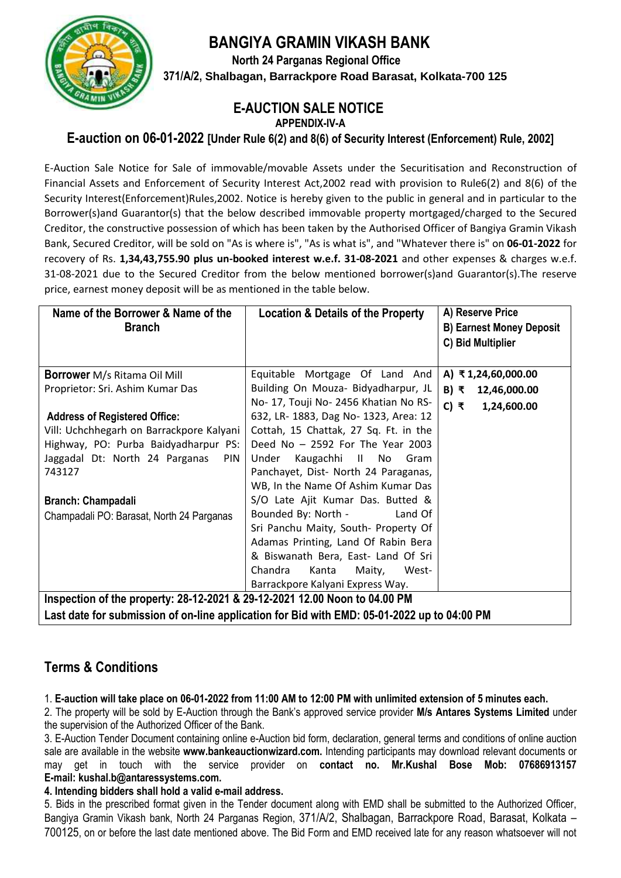# BANGIYA GRAMIN VIKASH BANK

**North 24 Parganas Regional Office**

**371/A/2, Shalbagan, Barrackpore Road Barasat, Kolkata-700 125**

## E-AUCTION SALE NOTICE

**APPENDIX-IV-A**

### E-auction on 06-01-2022 [Under Rule 6(2) and 8(6) of Security Interest (Enforcement) Rule, 2002]

E-Auction Sale Notice for Sale of immovable/movable Assets under the Securitisation and Reconstruction of Financial Assets and Enforcement of Security Interest Act,2002 read with provision to Rule6(2) and 8(6) of the Security Interest(Enforcement)Rules,2002. Notice is hereby given to the public in general and in particular to the Borrower(s)and Guarantor(s) that the below described immovable property mortgaged/charged to the Secured Creditor, the constructive possession of which has been taken by the Authorised Officer of Bangiya Gramin Vikash Bank, Secured Creditor, will be sold on "As is where is", "As is what is", and "Whatever there is" on **06-01-2022** for recovery of Rs. **1,34,43,755.90 plus un-booked interest w.e.f. 31-08-2021** and other expenses & charges w.e.f. 31-08-2021 due to the Secured Creditor from the below mentioned borrower(s)and Guarantor(s).The reserve price, earnest money deposit will be as mentioned in the table below.

| Name of the Borrower & Name of the Branch | Location & Details of the Property | A) Reserve Price<br>B) Earnest Money Deposit<br>C) Bid Multiplier |
|---|---|---|
| **Borrower** M/s Ritama Oil Mill<br>Proprietor: Sri. Ashim Kumar Das<br><br>**Address of Registered Office:**<br>Vill: Uchchhegarh on Barrackpore Kalyani Highway, PO: Purba Baidyadharpur PS: Jaggadal Dt: North 24 Parganas PIN 743127<br><br>**Branch: Champadali**<br>Champadali PO: Barasat, North 24 Parganas | Equitable Mortgage Of Land And Building On Mouza- Bidyadharpur, JL No- 17, Touji No- 2456 Khatian No RS-632, LR- 1883, Dag No- 1323, Area: 12 Cottah, 15 Chattak, 27 Sq. Ft. in the Deed No – 2592 For The Year 2003 Under Kaugachhi II No Gram Panchayet, Dist- North 24 Paraganas, WB, In the Name Of Ashim Kumar Das S/O Late Ajit Kumar Das. Butted & Bounded By: North - Land Of Sri Panchu Maity, South- Property Of Adamas Printing, Land Of Rabin Bera & Biswanath Bera, East- Land Of Sri Chandra Kanta Maity, West-Barrackpore Kalyani Express Way. | **A) ₹ 1,24,60,000.00**<br>**B) ₹ 12,46,000.00**<br>**C) ₹ 1,24,600.00** |
| **Inspection of the property: 28-12-2021 & 29-12-2021 12.00 Noon to 04.00 PM** | | |
| **Last date for submission of on-line application for Bid with EMD: 05-01-2022 up to 04:00 PM** | | |

## Terms & Conditions

1. **E-auction will take place on 06-01-2022 from 11:00 AM to 12:00 PM with unlimited extension of 5 minutes each.**
2. The property will be sold by E-Auction through the Bank's approved service provider **M/s Antares Systems Limited** under the supervision of the Authorized Officer of the Bank.
3. E-Auction Tender Document containing online e-Auction bid form, declaration, general terms and conditions of online auction sale are available in the website **www.bankeauctionwizard.com.** Intending participants may download relevant documents or may get in touch with the service provider on **contact no. Mr.Kushal Bose Mob: 07686913157 E-mail: kushal.b@antaressystems.com.**
4. **Intending bidders shall hold a valid e-mail address.**
5. Bids in the prescribed format given in the Tender document along with EMD shall be submitted to the Authorized Officer, Bangiya Gramin Vikash bank, North 24 Parganas Region, 371/A/2, Shalbagan, Barrackpore Road, Barasat, Kolkata – 700125, on or before the last date mentioned above. The Bid Form and EMD received late for any reason whatsoever will not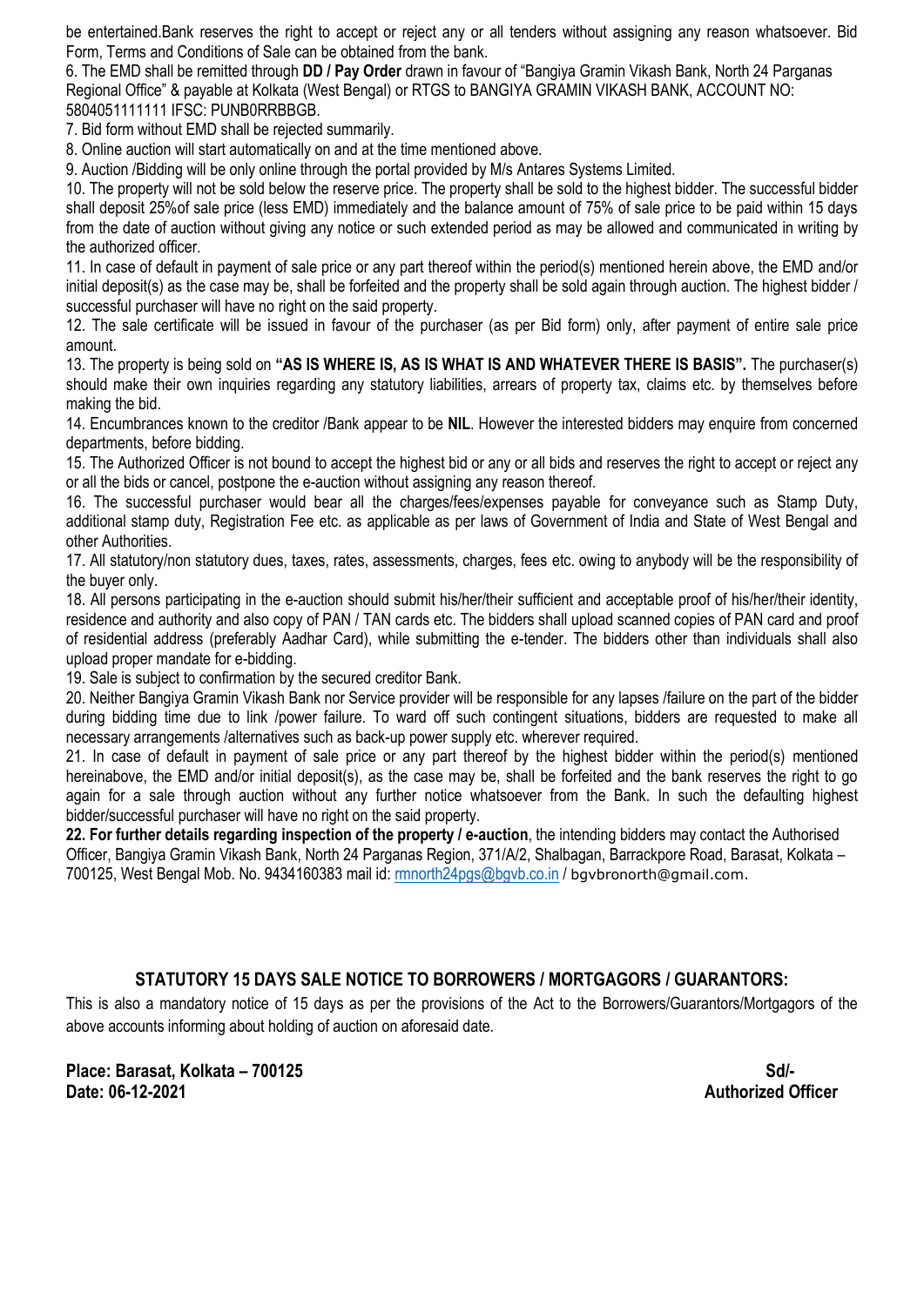be entertained.Bank reserves the right to accept or reject any or all tenders without assigning any reason whatsoever. Bid Form, Terms and Conditions of Sale can be obtained from the bank.

6. The EMD shall be remitted through **DD / Pay Order** drawn in favour of "Bangiya Gramin Vikash Bank, North 24 Parganas Regional Office" & payable at Kolkata (West Bengal) or RTGS to BANGIYA GRAMIN VIKASH BANK, ACCOUNT NO: 5804051111111 IFSC: PUNB0RRBBGB.

7. Bid form without EMD shall be rejected summarily.

8. Online auction will start automatically on and at the time mentioned above.

9. Auction /Bidding will be only online through the portal provided by M/s Antares Systems Limited.

10. The property will not be sold below the reserve price. The property shall be sold to the highest bidder. The successful bidder shall deposit 25%of sale price (less EMD) immediately and the balance amount of 75% of sale price to be paid within 15 days from the date of auction without giving any notice or such extended period as may be allowed and communicated in writing by the authorized officer.

11. In case of default in payment of sale price or any part thereof within the period(s) mentioned herein above, the EMD and/or initial deposit(s) as the case may be, shall be forfeited and the property shall be sold again through auction. The highest bidder / successful purchaser will have no right on the said property.

12. The sale certificate will be issued in favour of the purchaser (as per Bid form) only, after payment of entire sale price amount.

13. The property is being sold on **"AS IS WHERE IS, AS IS WHAT IS AND WHATEVER THERE IS BASIS".** The purchaser(s) should make their own inquiries regarding any statutory liabilities, arrears of property tax, claims etc. by themselves before making the bid.

14. Encumbrances known to the creditor /Bank appear to be **NIL**. However the interested bidders may enquire from concerned departments, before bidding.

15. The Authorized Officer is not bound to accept the highest bid or any or all bids and reserves the right to accept or reject any or all the bids or cancel, postpone the e-auction without assigning any reason thereof.

16. The successful purchaser would bear all the charges/fees/expenses payable for conveyance such as Stamp Duty, additional stamp duty, Registration Fee etc. as applicable as per laws of Government of India and State of West Bengal and other Authorities.

17. All statutory/non statutory dues, taxes, rates, assessments, charges, fees etc. owing to anybody will be the responsibility of the buyer only.

18. All persons participating in the e-auction should submit his/her/their sufficient and acceptable proof of his/her/their identity, residence and authority and also copy of PAN / TAN cards etc. The bidders shall upload scanned copies of PAN card and proof of residential address (preferably Aadhar Card), while submitting the e-tender. The bidders other than individuals shall also upload proper mandate for e-bidding.

19. Sale is subject to confirmation by the secured creditor Bank.

20. Neither Bangiya Gramin Vikash Bank nor Service provider will be responsible for any lapses /failure on the part of the bidder during bidding time due to link /power failure. To ward off such contingent situations, bidders are requested to make all necessary arrangements /alternatives such as back-up power supply etc. wherever required.

21. In case of default in payment of sale price or any part thereof by the highest bidder within the period(s) mentioned hereinabove, the EMD and/or initial deposit(s), as the case may be, shall be forfeited and the bank reserves the right to go again for a sale through auction without any further notice whatsoever from the Bank. In such the defaulting highest bidder/successful purchaser will have no right on the said property.

**22. For further details regarding inspection of the property / e-auction**, the intending bidders may contact the Authorised Officer, Bangiya Gramin Vikash Bank, North 24 Parganas Region, 371/A/2, Shalbagan, Barrackpore Road, Barasat, Kolkata – 700125, West Bengal Mob. No. 9434160383 mail id: rmnorth24pgs@bgvb.co.in / bgvbronorth@gmail.com.

## STATUTORY 15 DAYS SALE NOTICE TO BORROWERS / MORTGAGORS / GUARANTORS:

This is also a mandatory notice of 15 days as per the provisions of the Act to the Borrowers/Guarantors/Mortgagors of the above accounts informing about holding of auction on aforesaid date.

**Place: Barasat, Kolkata – 700125**
**Date: 06-12-2021**

**Sd/-**
**Authorized Officer**